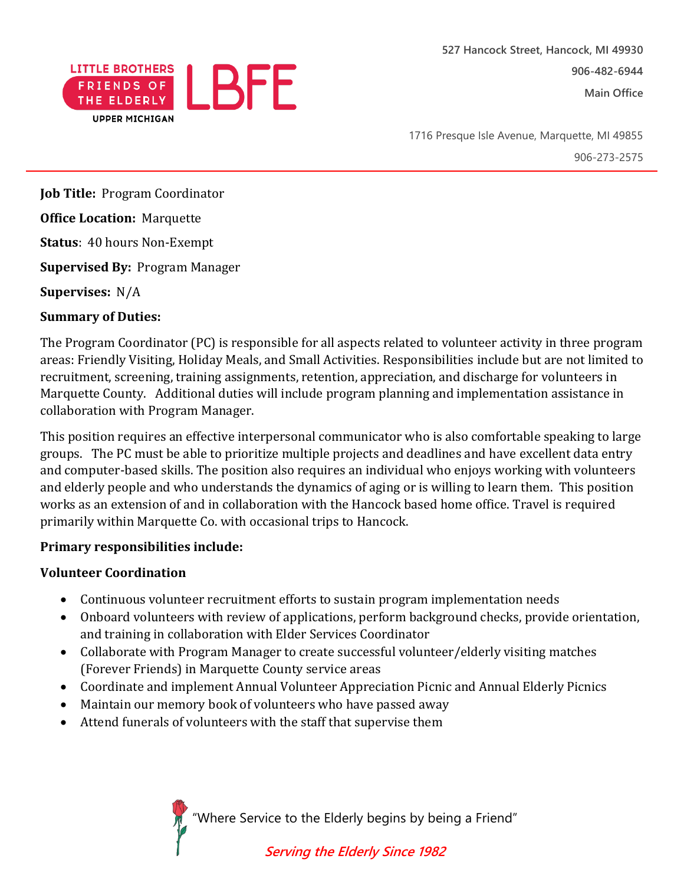LITTLE BROTHERS FRIENDS OF THE ELDERLY UPPER MICHIGAN LBFE

527 Hancock Street, Hancock, MI 49930
906-482-6944
Main Office

1716 Presque Isle Avenue, Marquette, MI 49855
906-273-2575

**Job Title:** Program Coordinator

**Office Location:** Marquette

**Status**: 40 hours Non-Exempt

**Supervised By:** Program Manager

**Supervises:** N/A

**Summary of Duties:**

The Program Coordinator (PC) is responsible for all aspects related to volunteer activity in three program areas: Friendly Visiting, Holiday Meals, and Small Activities. Responsibilities include but are not limited to recruitment, screening, training assignments, retention, appreciation, and discharge for volunteers in Marquette County. Additional duties will include program planning and implementation assistance in collaboration with Program Manager.

This position requires an effective interpersonal communicator who is also comfortable speaking to large groups. The PC must be able to prioritize multiple projects and deadlines and have excellent data entry and computer-based skills. The position also requires an individual who enjoys working with volunteers and elderly people and who understands the dynamics of aging or is willing to learn them. This position works as an extension of and in collaboration with the Hancock based home office. Travel is required primarily within Marquette Co. with occasional trips to Hancock.

**Primary responsibilities include:**

**Volunteer Coordination**

- Continuous volunteer recruitment efforts to sustain program implementation needs
- Onboard volunteers with review of applications, perform background checks, provide orientation, and training in collaboration with Elder Services Coordinator
- Collaborate with Program Manager to create successful volunteer/elderly visiting matches (Forever Friends) in Marquette County service areas
- Coordinate and implement Annual Volunteer Appreciation Picnic and Annual Elderly Picnics
- Maintain our memory book of volunteers who have passed away
- Attend funerals of volunteers with the staff that supervise them

"Where Service to the Elderly begins by being a Friend"

*Serving the Elderly Since 1982*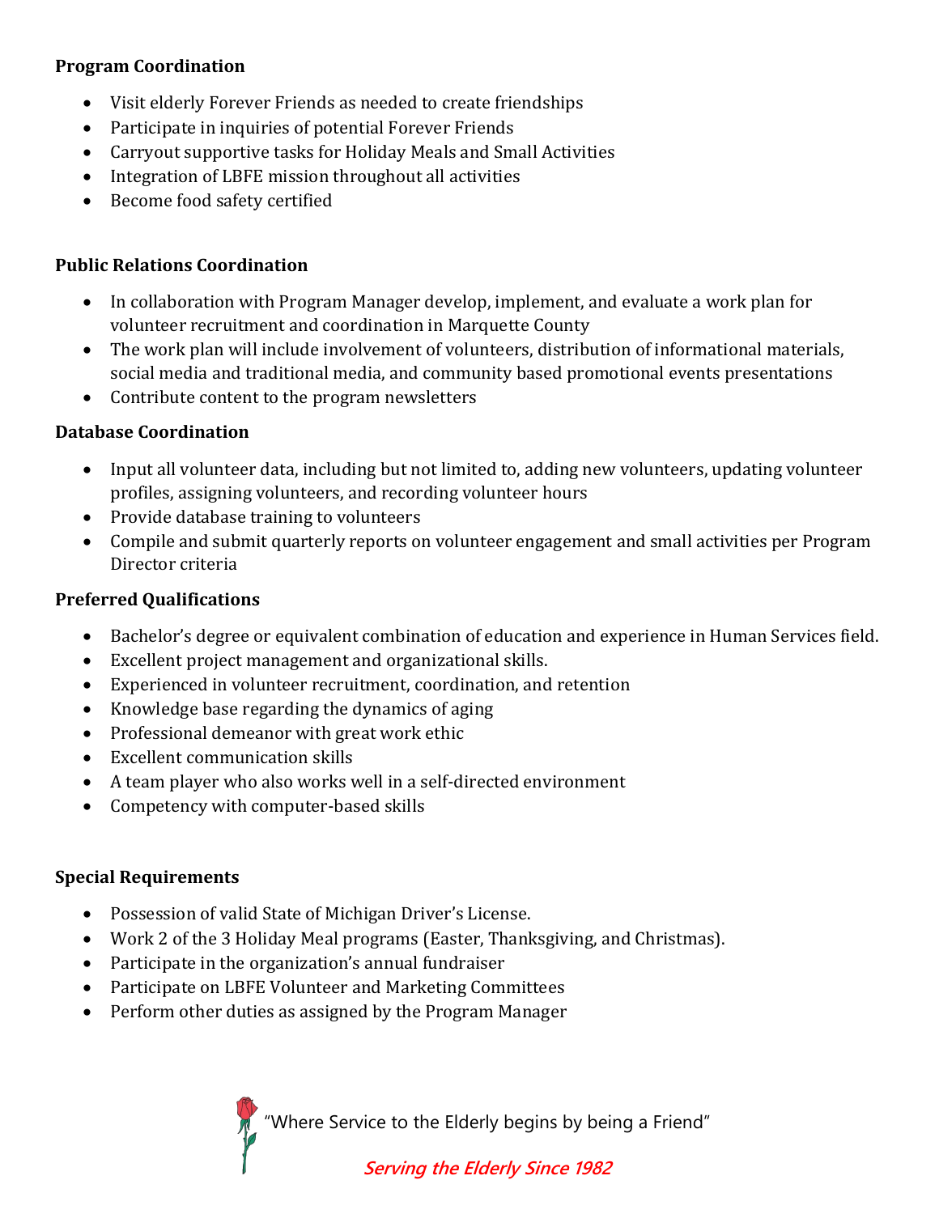**Program Coordination**

- Visit elderly Forever Friends as needed to create friendships
- Participate in inquiries of potential Forever Friends
- Carryout supportive tasks for Holiday Meals and Small Activities
- Integration of LBFE mission throughout all activities
- Become food safety certified

**Public Relations Coordination**

- In collaboration with Program Manager develop, implement, and evaluate a work plan for volunteer recruitment and coordination in Marquette County
- The work plan will include involvement of volunteers, distribution of informational materials, social media and traditional media, and community based promotional events presentations
- Contribute content to the program newsletters

**Database Coordination**

- Input all volunteer data, including but not limited to, adding new volunteers, updating volunteer profiles, assigning volunteers, and recording volunteer hours
- Provide database training to volunteers
- Compile and submit quarterly reports on volunteer engagement and small activities per Program Director criteria

**Preferred Qualifications**

- Bachelor's degree or equivalent combination of education and experience in Human Services field.
- Excellent project management and organizational skills.
- Experienced in volunteer recruitment, coordination, and retention
- Knowledge base regarding the dynamics of aging
- Professional demeanor with great work ethic
- Excellent communication skills
- A team player who also works well in a self-directed environment
- Competency with computer-based skills

**Special Requirements**

- Possession of valid State of Michigan Driver's License.
- Work 2 of the 3 Holiday Meal programs (Easter, Thanksgiving, and Christmas).
- Participate in the organization's annual fundraiser
- Participate on LBFE Volunteer and Marketing Committees
- Perform other duties as assigned by the Program Manager

"Where Service to the Elderly begins by being a Friend"

*Serving the Elderly Since 1982*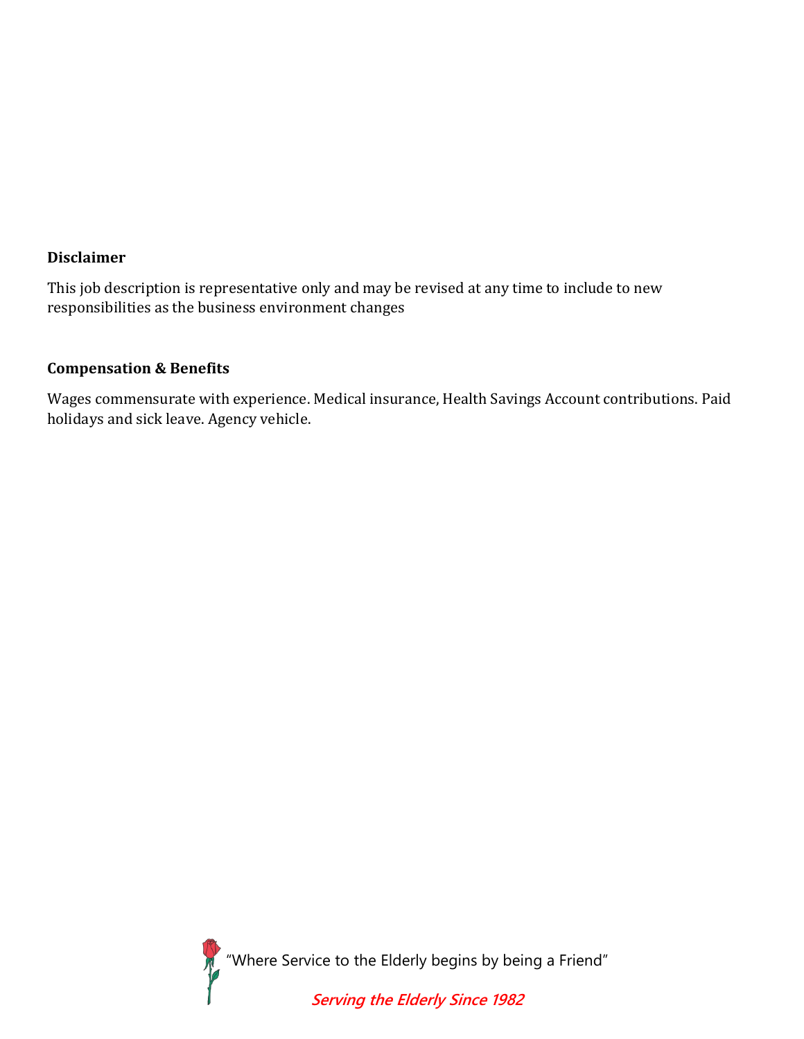**Disclaimer**

This job description is representative only and may be revised at any time to include to new responsibilities as the business environment changes

**Compensation & Benefits**

Wages commensurate with experience. Medical insurance, Health Savings Account contributions. Paid holidays and sick leave. Agency vehicle.

"Where Service to the Elderly begins by being a Friend"

*Serving the Elderly Since 1982*